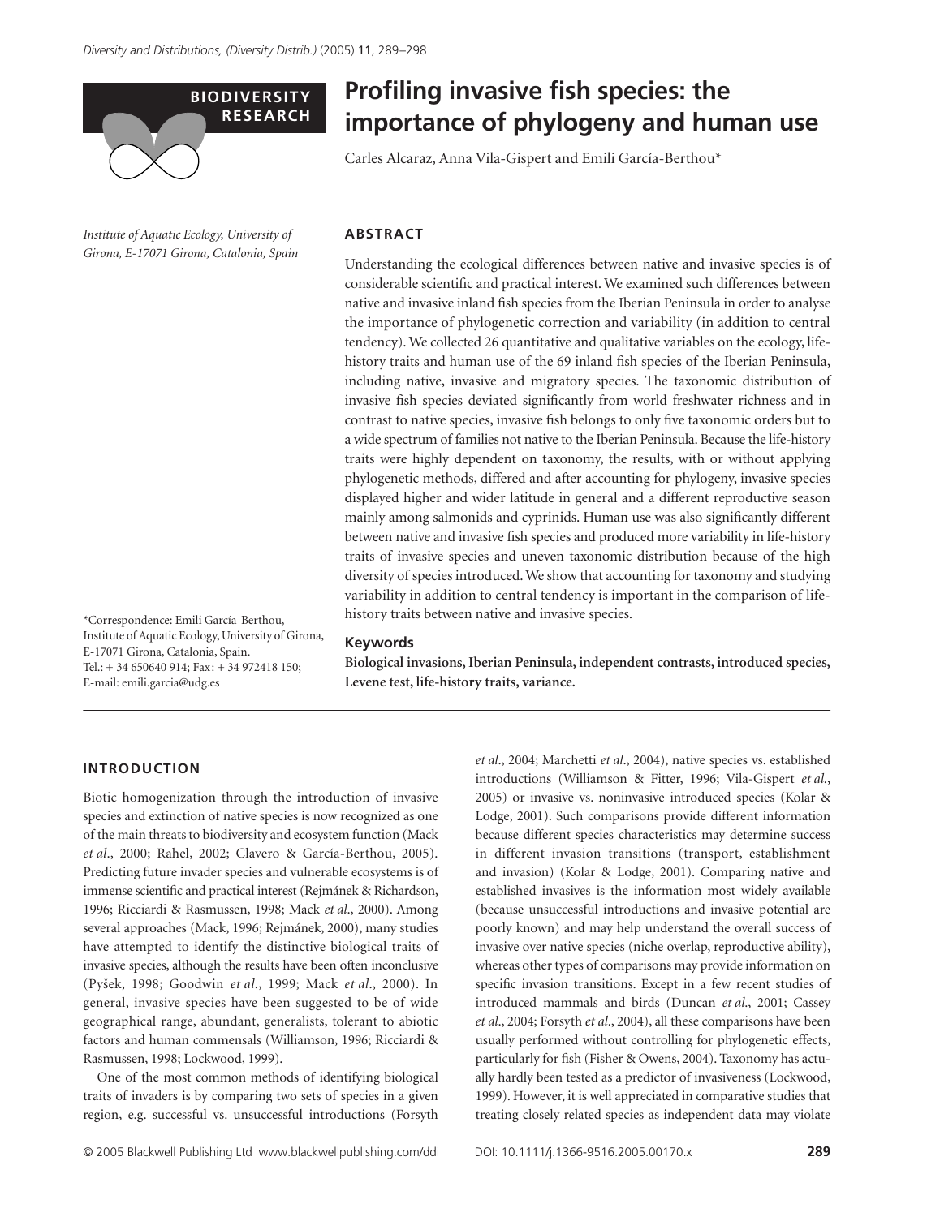BIODIVERSITY RESEARCH

# Profiling invasive fish species: the importance of phylogeny and human use

Carles Alcaraz, Anna Vila-Gispert and Emili García-Berthou*

*Institute of Aquatic Ecology, University of Girona, E-17071 Girona, Catalonia, Spain*

*Correspondence: Emili García-Berthou, Institute of Aquatic Ecology, University of Girona, E-17071 Girona, Catalonia, Spain. Tel.: + 34 650640 914; Fax: + 34 972418 150; E-mail: emili.garcia@udg.es

## ABSTRACT

Understanding the ecological differences between native and invasive species is of considerable scientific and practical interest. We examined such differences between native and invasive inland fish species from the Iberian Peninsula in order to analyse the importance of phylogenetic correction and variability (in addition to central tendency). We collected 26 quantitative and qualitative variables on the ecology, life-history traits and human use of the 69 inland fish species of the Iberian Peninsula, including native, invasive and migratory species. The taxonomic distribution of invasive fish species deviated significantly from world freshwater richness and in contrast to native species, invasive fish belongs to only five taxonomic orders but to a wide spectrum of families not native to the Iberian Peninsula. Because the life-history traits were highly dependent on taxonomy, the results, with or without applying phylogenetic methods, differed and after accounting for phylogeny, invasive species displayed higher and wider latitude in general and a different reproductive season mainly among salmonids and cyprinids. Human use was also significantly different between native and invasive fish species and produced more variability in life-history traits of invasive species and uneven taxonomic distribution because of the high diversity of species introduced. We show that accounting for taxonomy and studying variability in addition to central tendency is important in the comparison of life-history traits between native and invasive species.

### Keywords

**Biological invasions, Iberian Peninsula, independent contrasts, introduced species, Levene test, life-history traits, variance.**

## INTRODUCTION

Biotic homogenization through the introduction of invasive species and extinction of native species is now recognized as one of the main threats to biodiversity and ecosystem function (Mack *et al*., 2000; Rahel, 2002; Clavero & García-Berthou, 2005). Predicting future invader species and vulnerable ecosystems is of immense scientific and practical interest (Rejmánek & Richardson, 1996; Ricciardi & Rasmussen, 1998; Mack *et al*., 2000). Among several approaches (Mack, 1996; Rejmánek, 2000), many studies have attempted to identify the distinctive biological traits of invasive species, although the results have been often inconclusive (Pyšek, 1998; Goodwin *et al*., 1999; Mack *et al*., 2000). In general, invasive species have been suggested to be of wide geographical range, abundant, generalists, tolerant to abiotic factors and human commensals (Williamson, 1996; Ricciardi & Rasmussen, 1998; Lockwood, 1999).

One of the most common methods of identifying biological traits of invaders is by comparing two sets of species in a given region, e.g. successful vs. unsuccessful introductions (Forsyth *et al*., 2004; Marchetti *et al*., 2004), native species vs. established introductions (Williamson & Fitter, 1996; Vila-Gispert *et al*., 2005) or invasive vs. noninvasive introduced species (Kolar & Lodge, 2001). Such comparisons provide different information because different species characteristics may determine success in different invasion transitions (transport, establishment and invasion) (Kolar & Lodge, 2001). Comparing native and established invasives is the information most widely available (because unsuccessful introductions and invasive potential are poorly known) and may help understand the overall success of invasive over native species (niche overlap, reproductive ability), whereas other types of comparisons may provide information on specific invasion transitions. Except in a few recent studies of introduced mammals and birds (Duncan *et al*., 2001; Cassey *et al*., 2004; Forsyth *et al*., 2004), all these comparisons have been usually performed without controlling for phylogenetic effects, particularly for fish (Fisher & Owens, 2004). Taxonomy has actually hardly been tested as a predictor of invasiveness (Lockwood, 1999). However, it is well appreciated in comparative studies that treating closely related species as independent data may violate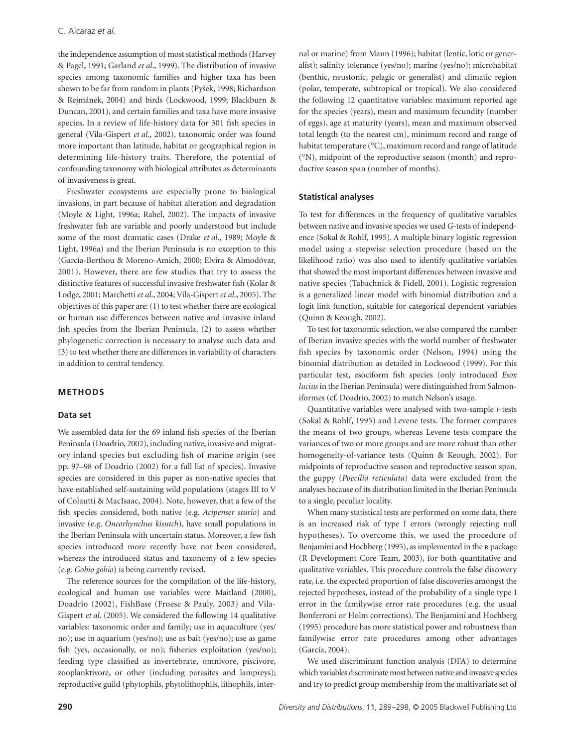the independence assumption of most statistical methods (Harvey & Pagel, 1991; Garland *et al*., 1999). The distribution of invasive species among taxonomic families and higher taxa has been shown to be far from random in plants (Pyšek, 1998; Richardson & Rejmánek, 2004) and birds (Lockwood, 1999; Blackburn & Duncan, 2001), and certain families and taxa have more invasive species. In a review of life-history data for 301 fish species in general (Vila-Gispert *et al*., 2002), taxonomic order was found more important than latitude, habitat or geographical region in determining life-history traits. Therefore, the potential of confounding taxonomy with biological attributes as determinants of invasiveness is great.

Freshwater ecosystems are especially prone to biological invasions, in part because of habitat alteration and degradation (Moyle & Light, 1996a; Rahel, 2002). The impacts of invasive freshwater fish are variable and poorly understood but include some of the most dramatic cases (Drake *et al*., 1989; Moyle & Light, 1996a) and the Iberian Peninsula is no exception to this (García-Berthou & Moreno-Amich, 2000; Elvira & Almodóvar, 2001). However, there are few studies that try to assess the distinctive features of successful invasive freshwater fish (Kolar & Lodge, 2001; Marchetti *et al*., 2004; Vila-Gispert *et al*., 2005). The objectives of this paper are: (1) to test whether there are ecological or human use differences between native and invasive inland fish species from the Iberian Peninsula, (2) to assess whether phylogenetic correction is necessary to analyse such data and (3) to test whether there are differences in variability of characters in addition to central tendency.

## METHODS

### Data set

We assembled data for the 69 inland fish species of the Iberian Peninsula (Doadrio, 2002), including native, invasive and migratory inland species but excluding fish of marine origin (see pp. 97–98 of Doadrio (2002) for a full list of species). Invasive species are considered in this paper as non-native species that have established self-sustaining wild populations (stages III to V of Colautti & MacIsaac, 2004). Note, however, that a few of the fish species considered, both native (e.g. *Acipenser sturio*) and invasive (e.g. *Oncorhynchus kisutch*), have small populations in the Iberian Peninsula with uncertain status. Moreover, a few fish species introduced more recently have not been considered, whereas the introduced status and taxonomy of a few species (e.g. *Gobio gobio*) is being currently revised.

The reference sources for the compilation of the life-history, ecological and human use variables were Maitland (2000), Doadrio (2002), FishBase (Froese & Pauly, 2003) and Vila-Gispert *et al*. (2005). We considered the following 14 qualitative variables: taxonomic order and family; use in aquaculture (yes/no); use in aquarium (yes/no); use as bait (yes/no); use as game fish (yes, occasionally, or no); fisheries exploitation (yes/no); feeding type classified as invertebrate, omnivore, piscivore, zooplanktivore, or other (including parasites and lampreys); reproductive guild (phytophils, phytolithophils, lithophils, internal or marine) from Mann (1996); habitat (lentic, lotic or generalist); salinity tolerance (yes/no); marine (yes/no); microhabitat (benthic, neustonic, pelagic or generalist) and climatic region (polar, temperate, subtropical or tropical). We also considered the following 12 quantitative variables: maximum reported age for the species (years), mean and maximum fecundity (number of eggs), age at maturity (years), mean and maximum observed total length (to the nearest cm), minimum record and range of habitat temperature (°C), maximum record and range of latitude (°N), midpoint of the reproductive season (month) and reproductive season span (number of months).

### Statistical analyses

To test for differences in the frequency of qualitative variables between native and invasive species we used *G*-tests of independence (Sokal & Rohlf, 1995). A multiple binary logistic regression model using a stepwise selection procedure (based on the likelihood ratio) was also used to identify qualitative variables that showed the most important differences between invasive and native species (Tabachnick & Fidell, 2001). Logistic regression is a generalized linear model with binomial distribution and a logit link function, suitable for categorical dependent variables (Quinn & Keough, 2002).

To test for taxonomic selection, we also compared the number of Iberian invasive species with the world number of freshwater fish species by taxonomic order (Nelson, 1994) using the binomial distribution as detailed in Lockwood (1999). For this particular test, esociform fish species (only introduced *Esox lucius* in the Iberian Peninsula) were distinguished from Salmoniformes (cf. Doadrio, 2002) to match Nelson's usage.

Quantitative variables were analysed with two-sample *t*-tests (Sokal & Rohlf, 1995) and Levene tests. The former compares the means of two groups, whereas Levene tests compare the variances of two or more groups and are more robust than other homogeneity-of-variance tests (Quinn & Keough, 2002). For midpoints of reproductive season and reproductive season span, the guppy (*Poecilia reticulata*) data were excluded from the analyses because of its distribution limited in the Iberian Peninsula to a single, peculiar locality.

When many statistical tests are performed on some data, there is an increased risk of type I errors (wrongly rejecting null hypotheses). To overcome this, we used the procedure of Benjamini and Hochberg (1995), as implemented in the R package (R Development Core Team, 2003), for both quantitative and qualitative variables. This procedure controls the false discovery rate, i.e. the expected proportion of false discoveries amongst the rejected hypotheses, instead of the probability of a single type I error in the familywise error rate procedures (e.g. the usual Bonferroni or Holm corrections). The Benjamini and Hochberg (1995) procedure has more statistical power and robustness than familywise error rate procedures among other advantages (García, 2004).

We used discriminant function analysis (DFA) to determine which variables discriminate most between native and invasive species and try to predict group membership from the multivariate set of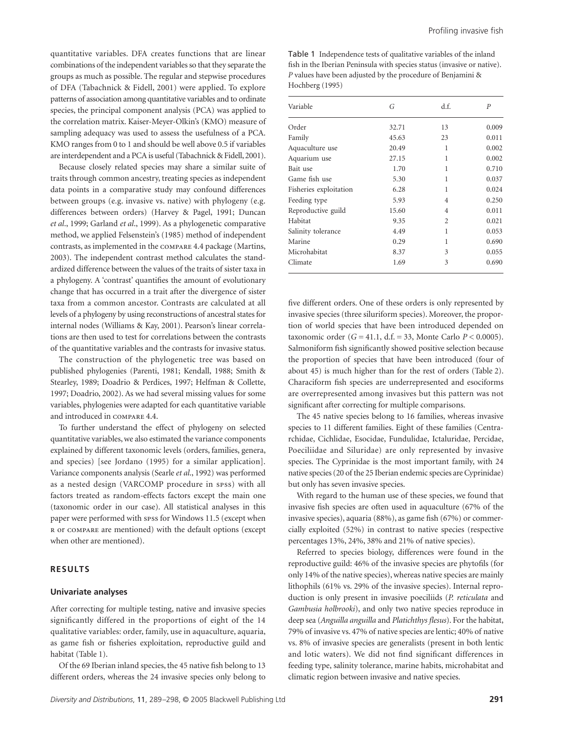quantitative variables. DFA creates functions that are linear combinations of the independent variables so that they separate the groups as much as possible. The regular and stepwise procedures of DFA (Tabachnick & Fidell, 2001) were applied. To explore patterns of association among quantitative variables and to ordinate species, the principal component analysis (PCA) was applied to the correlation matrix. Kaiser-Meyer-Olkin's (KMO) measure of sampling adequacy was used to assess the usefulness of a PCA. KMO ranges from 0 to 1 and should be well above 0.5 if variables are interdependent and a PCA is useful (Tabachnick & Fidell, 2001).

Because closely related species may share a similar suite of traits through common ancestry, treating species as independent data points in a comparative study may confound differences between groups (e.g. invasive vs. native) with phylogeny (e.g. differences between orders) (Harvey & Pagel, 1991; Duncan *et al*., 1999; Garland *et al*., 1999). As a phylogenetic comparative method, we applied Felsenstein's (1985) method of independent contrasts, as implemented in the COMPARE 4.4 package (Martins, 2003). The independent contrast method calculates the standardized difference between the values of the traits of sister taxa in a phylogeny. A 'contrast' quantifies the amount of evolutionary change that has occurred in a trait after the divergence of sister taxa from a common ancestor. Contrasts are calculated at all levels of a phylogeny by using reconstructions of ancestral states for internal nodes (Williams & Kay, 2001). Pearson's linear correlations are then used to test for correlations between the contrasts of the quantitative variables and the contrasts for invasive status.

The construction of the phylogenetic tree was based on published phylogenies (Parenti, 1981; Kendall, 1988; Smith & Stearley, 1989; Doadrio & Perdices, 1997; Helfman & Collette, 1997; Doadrio, 2002). As we had several missing values for some variables, phylogenies were adapted for each quantitative variable and introduced in COMPARE 4.4.

To further understand the effect of phylogeny on selected quantitative variables, we also estimated the variance components explained by different taxonomic levels (orders, families, genera, and species) [see Jordano (1995) for a similar application]. Variance components analysis (Searle *et al*., 1992) was performed as a nested design (VARCOMP procedure in SPSS) with all factors treated as random-effects factors except the main one (taxonomic order in our case). All statistical analyses in this paper were performed with SPSS for Windows 11.5 (except when R or COMPARE are mentioned) with the default options (except when other are mentioned).

## RESULTS

### Univariate analyses

After correcting for multiple testing, native and invasive species significantly differed in the proportions of eight of the 14 qualitative variables: order, family, use in aquaculture, aquaria, as game fish or fisheries exploitation, reproductive guild and habitat (Table 1).

Of the 69 Iberian inland species, the 45 native fish belong to 13 different orders, whereas the 24 invasive species only belong to five different orders. One of these orders is only represented by invasive species (three siluriform species). Moreover, the proportion of world species that have been introduced depended on taxonomic order ($G = 41.1$, d.f. = 33, Monte Carlo $P < 0.0005$). Salmoniform fish significantly showed positive selection because the proportion of species that have been introduced (four of about 45) is much higher than for the rest of orders (Table 2). Characiform fish species are underrepresented and esociforms are overrepresented among invasives but this pattern was not significant after correcting for multiple comparisons.

Table 1 Independence tests of qualitative variables of the inland fish in the Iberian Peninsula with species status (invasive or native). *P* values have been adjusted by the procedure of Benjamini & Hochberg (1995)

| Variable | *G* | d.f. | *P* |
|---|---|---|---|
| Order | 32.71 | 13 | 0.009 |
| Family | 45.63 | 23 | 0.011 |
| Aquaculture use | 20.49 | 1 | 0.002 |
| Aquarium use | 27.15 | 1 | 0.002 |
| Bait use | 1.70 | 1 | 0.710 |
| Game fish use | 5.30 | 1 | 0.037 |
| Fisheries exploitation | 6.28 | 1 | 0.024 |
| Feeding type | 5.93 | 4 | 0.250 |
| Reproductive guild | 15.60 | 4 | 0.011 |
| Habitat | 9.35 | 2 | 0.021 |
| Salinity tolerance | 4.49 | 1 | 0.053 |
| Marine | 0.29 | 1 | 0.690 |
| Microhabitat | 8.37 | 3 | 0.055 |
| Climate | 1.69 | 3 | 0.690 |

The 45 native species belong to 16 families, whereas invasive species to 11 different families. Eight of these families (Centrarchidae, Cichlidae, Esocidae, Fundulidae, Ictaluridae, Percidae, Poeciliidae and Siluridae) are only represented by invasive species. The Cyprinidae is the most important family, with 24 native species (20 of the 25 Iberian endemic species are Cyprinidae) but only has seven invasive species.

With regard to the human use of these species, we found that invasive fish species are often used in aquaculture (67% of the invasive species), aquaria (88%), as game fish (67%) or commercially exploited (52%) in contrast to native species (respective percentages 13%, 24%, 38% and 21% of native species).

Referred to species biology, differences were found in the reproductive guild: 46% of the invasive species are phytofils (for only 14% of the native species), whereas native species are mainly lithophils (61% vs. 29% of the invasive species). Internal reproduction is only present in invasive poeciliids (*P. reticulata* and *Gambusia holbrooki*), and only two native species reproduce in deep sea (*Anguilla anguilla* and *Platichthys flesus*). For the habitat, 79% of invasive vs. 47% of native species are lentic; 40% of native vs. 8% of invasive species are generalists (present in both lentic and lotic waters). We did not find significant differences in feeding type, salinity tolerance, marine habits, microhabitat and climatic region between invasive and native species.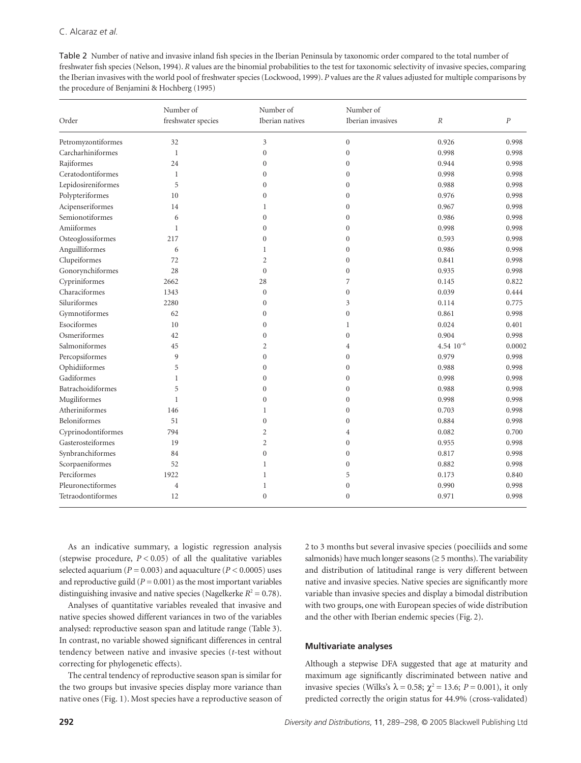Table 2 Number of native and invasive inland fish species in the Iberian Peninsula by taxonomic order compared to the total number of freshwater fish species (Nelson, 1994). *R* values are the binomial probabilities to the test for taxonomic selectivity of invasive species, comparing the Iberian invasives with the world pool of freshwater species (Lockwood, 1999). *P* values are the *R* values adjusted for multiple comparisons by the procedure of Benjamini & Hochberg (1995)

| Order | Number of freshwater species | Number of Iberian natives | Number of Iberian invasives | *R* | *P* |
|---|---|---|---|---|---|
| Petromyzontiformes | 32 | 3 | 0 | 0.926 | 0.998 |
| Carcharhiniformes | 1 | 0 | 0 | 0.998 | 0.998 |
| Rajiformes | 24 | 0 | 0 | 0.944 | 0.998 |
| Ceratodontiformes | 1 | 0 | 0 | 0.998 | 0.998 |
| Lepidosireniformes | 5 | 0 | 0 | 0.988 | 0.998 |
| Polypteriformes | 10 | 0 | 0 | 0.976 | 0.998 |
| Acipenseriformes | 14 | 1 | 0 | 0.967 | 0.998 |
| Semionotiformes | 6 | 0 | 0 | 0.986 | 0.998 |
| Amiiformes | 1 | 0 | 0 | 0.998 | 0.998 |
| Osteoglossiformes | 217 | 0 | 0 | 0.593 | 0.998 |
| Anguilliformes | 6 | 1 | 0 | 0.986 | 0.998 |
| Clupeiformes | 72 | 2 | 0 | 0.841 | 0.998 |
| Gonorynchiformes | 28 | 0 | 0 | 0.935 | 0.998 |
| Cypriniformes | 2662 | 28 | 7 | 0.145 | 0.822 |
| Characiformes | 1343 | 0 | 0 | 0.039 | 0.444 |
| Siluriformes | 2280 | 0 | 3 | 0.114 | 0.775 |
| Gymnotiformes | 62 | 0 | 0 | 0.861 | 0.998 |
| Esociformes | 10 | 0 | 1 | 0.024 | 0.401 |
| Osmeriformes | 42 | 0 | 0 | 0.904 | 0.998 |
| Salmoniformes | 45 | 2 | 4 | $4.54\ 10^{-6}$ | 0.0002 |
| Percopsiformes | 9 | 0 | 0 | 0.979 | 0.998 |
| Ophidiiformes | 5 | 0 | 0 | 0.988 | 0.998 |
| Gadiformes | 1 | 0 | 0 | 0.998 | 0.998 |
| Batrachoidiformes | 5 | 0 | 0 | 0.988 | 0.998 |
| Mugiliformes | 1 | 0 | 0 | 0.998 | 0.998 |
| Atheriniformes | 146 | 1 | 0 | 0.703 | 0.998 |
| Beloniformes | 51 | 0 | 0 | 0.884 | 0.998 |
| Cyprinodontiformes | 794 | 2 | 4 | 0.082 | 0.700 |
| Gasterosteiformes | 19 | 2 | 0 | 0.955 | 0.998 |
| Synbranchiformes | 84 | 0 | 0 | 0.817 | 0.998 |
| Scorpaeniformes | 52 | 1 | 0 | 0.882 | 0.998 |
| Perciformes | 1922 | 1 | 5 | 0.173 | 0.840 |
| Pleuronectiformes | 4 | 1 | 0 | 0.990 | 0.998 |
| Tetraodontiformes | 12 | 0 | 0 | 0.971 | 0.998 |

As an indicative summary, a logistic regression analysis (stepwise procedure, $P < 0.05$) of all the qualitative variables selected aquarium ($P = 0.003$) and aquaculture ($P < 0.0005$) uses and reproductive guild ($P = 0.001$) as the most important variables distinguishing invasive and native species (Nagelkerke $R^2 = 0.78$).

Analyses of quantitative variables revealed that invasive and native species showed different variances in two of the variables analysed: reproductive season span and latitude range (Table 3). In contrast, no variable showed significant differences in central tendency between native and invasive species (*t*-test without correcting for phylogenetic effects).

The central tendency of reproductive season span is similar for the two groups but invasive species display more variance than native ones (Fig. 1). Most species have a reproductive season of 2 to 3 months but several invasive species (poeciliids and some salmonids) have much longer seasons (≥ 5 months). The variability and distribution of latitudinal range is very different between native and invasive species. Native species are significantly more variable than invasive species and display a bimodal distribution with two groups, one with European species of wide distribution and the other with Iberian endemic species (Fig. 2).

### Multivariate analyses

Although a stepwise DFA suggested that age at maturity and maximum age significantly discriminated between native and invasive species (Wilks's $\lambda = 0.58$; $\chi^2 = 13.6$; $P = 0.001$), it only predicted correctly the origin status for 44.9% (cross-validated)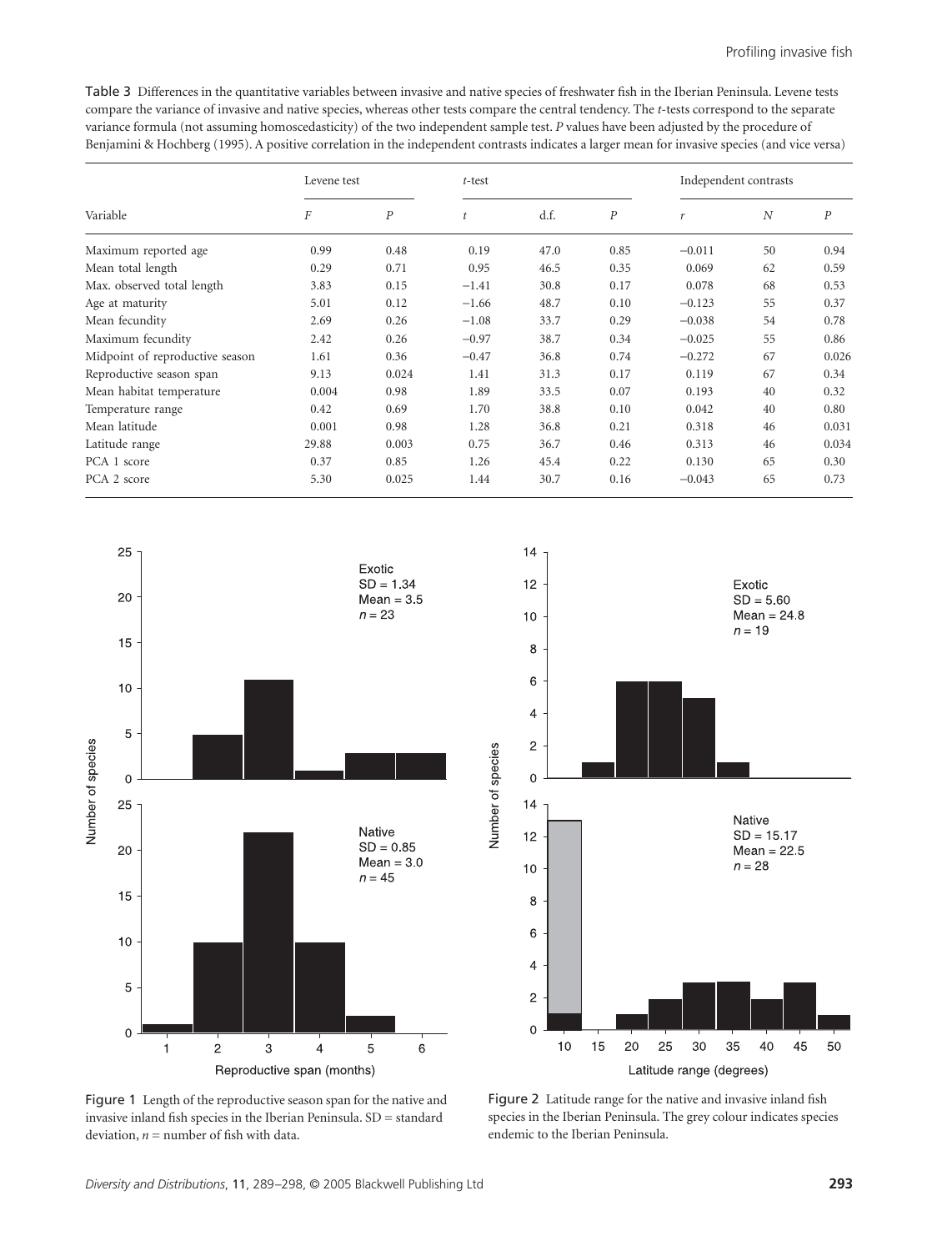Table 3 Differences in the quantitative variables between invasive and native species of freshwater fish in the Iberian Peninsula. Levene tests compare the variance of invasive and native species, whereas other tests compare the central tendency. The *t*-tests correspond to the separate variance formula (not assuming homoscedasticity) of the two independent sample test. *P* values have been adjusted by the procedure of Benjamini & Hochberg (1995). A positive correlation in the independent contrasts indicates a larger mean for invasive species (and vice versa)

| Variable | Levene test | | *t*-test | | | Independent contrasts | | |
|---|---|---|---|---|---|---|---|---|
| | *F* | *P* | *t* | d.f. | *P* | *r* | *N* | *P* |
| Maximum reported age | 0.99 | 0.48 | 0.19 | 47.0 | 0.85 | −0.011 | 50 | 0.94 |
| Mean total length | 0.29 | 0.71 | 0.95 | 46.5 | 0.35 | 0.069 | 62 | 0.59 |
| Max. observed total length | 3.83 | 0.15 | −1.41 | 30.8 | 0.17 | 0.078 | 68 | 0.53 |
| Age at maturity | 5.01 | 0.12 | −1.66 | 48.7 | 0.10 | −0.123 | 55 | 0.37 |
| Mean fecundity | 2.69 | 0.26 | −1.08 | 33.7 | 0.29 | −0.038 | 54 | 0.78 |
| Maximum fecundity | 2.42 | 0.26 | −0.97 | 38.7 | 0.34 | −0.025 | 55 | 0.86 |
| Midpoint of reproductive season | 1.61 | 0.36 | −0.47 | 36.8 | 0.74 | −0.272 | 67 | 0.026 |
| Reproductive season span | 9.13 | 0.024 | 1.41 | 31.3 | 0.17 | 0.119 | 67 | 0.34 |
| Mean habitat temperature | 0.004 | 0.98 | 1.89 | 33.5 | 0.07 | 0.193 | 40 | 0.32 |
| Temperature range | 0.42 | 0.69 | 1.70 | 38.8 | 0.10 | 0.042 | 40 | 0.80 |
| Mean latitude | 0.001 | 0.98 | 1.28 | 36.8 | 0.21 | 0.318 | 46 | 0.031 |
| Latitude range | 29.88 | 0.003 | 0.75 | 36.7 | 0.46 | 0.313 | 46 | 0.034 |
| PCA 1 score | 0.37 | 0.85 | 1.26 | 45.4 | 0.22 | 0.130 | 65 | 0.30 |
| PCA 2 score | 5.30 | 0.025 | 1.44 | 30.7 | 0.16 | −0.043 | 65 | 0.73 |

Figure 1 Length of the reproductive season span for the native and invasive inland fish species in the Iberian Peninsula. SD = standard deviation, *n* = number of fish with data.

Figure 2 Latitude range for the native and invasive inland fish species in the Iberian Peninsula. The grey colour indicates species endemic to the Iberian Peninsula.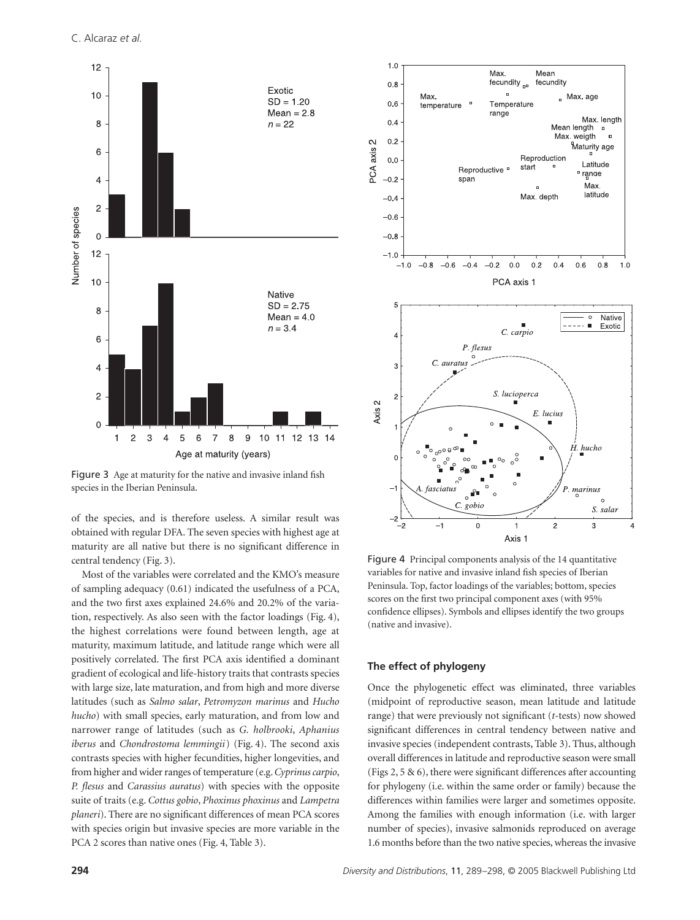Figure 3 Age at maturity for the native and invasive inland fish species in the Iberian Peninsula.

of the species, and is therefore useless. A similar result was obtained with regular DFA. The seven species with highest age at maturity are all native but there is no significant difference in central tendency (Fig. 3).

Most of the variables were correlated and the KMO's measure of sampling adequacy (0.61) indicated the usefulness of a PCA, and the two first axes explained 24.6% and 20.2% of the variation, respectively. As also seen with the factor loadings (Fig. 4), the highest correlations were found between length, age at maturity, maximum latitude, and latitude range which were all positively correlated. The first PCA axis identified a dominant gradient of ecological and life-history traits that contrasts species with large size, late maturation, and from high and more diverse latitudes (such as *Salmo salar*, *Petromyzon marinus* and *Hucho hucho*) with small species, early maturation, and from low and narrower range of latitudes (such as *G. holbrooki*, *Aphanius iberus* and *Chondrostoma lemmingii*) (Fig. 4). The second axis contrasts species with higher fecundities, higher longevities, and from higher and wider ranges of temperature (e.g. *Cyprinus carpio*, *P. flesus* and *Carassius auratus*) with species with the opposite suite of traits (e.g. *Cottus gobio*, *Phoxinus phoxinus* and *Lampetra planeri*). There are no significant differences of mean PCA scores with species origin but invasive species are more variable in the PCA 2 scores than native ones (Fig. 4, Table 3).

Figure 4 Principal components analysis of the 14 quantitative variables for native and invasive inland fish species of Iberian Peninsula. Top, factor loadings of the variables; bottom, species scores on the first two principal component axes (with 95% confidence ellipses). Symbols and ellipses identify the two groups (native and invasive).

### The effect of phylogeny

Once the phylogenetic effect was eliminated, three variables (midpoint of reproductive season, mean latitude and latitude range) that were previously not significant (*t*-tests) now showed significant differences in central tendency between native and invasive species (independent contrasts, Table 3). Thus, although overall differences in latitude and reproductive season were small (Figs 2, 5 & 6), there were significant differences after accounting for phylogeny (i.e. within the same order or family) because the differences within families were larger and sometimes opposite. Among the families with enough information (i.e. with larger number of species), invasive salmonids reproduced on average 1.6 months before than the two native species, whereas the invasive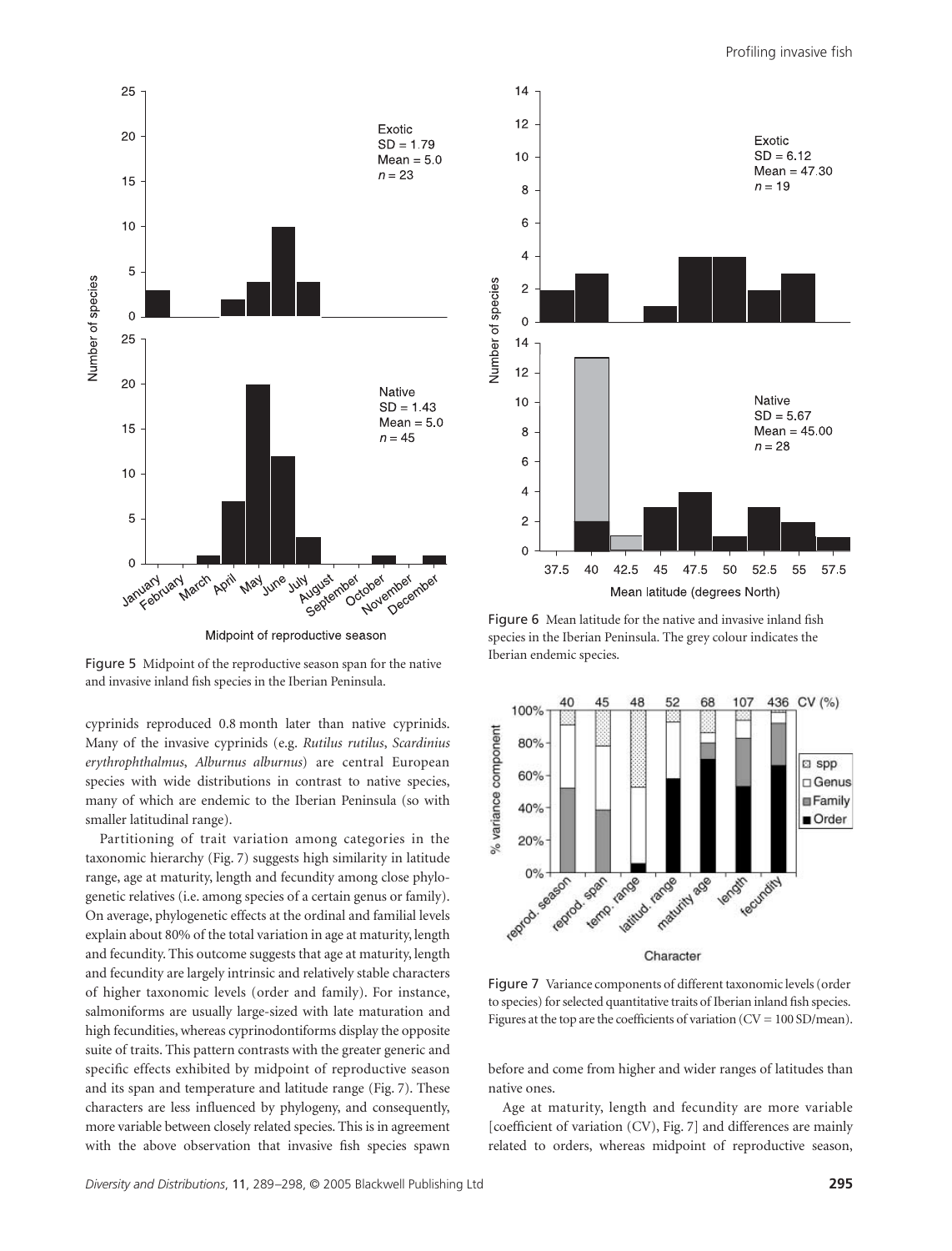Figure 5 Midpoint of the reproductive season span for the native and invasive inland fish species in the Iberian Peninsula.

Figure 6 Mean latitude for the native and invasive inland fish species in the Iberian Peninsula. The grey colour indicates the Iberian endemic species.

cyprinids reproduced 0.8 month later than native cyprinids. Many of the invasive cyprinids (e.g. *Rutilus rutilus*, *Scardinius erythrophthalmus*, *Alburnus alburnus*) are central European species with wide distributions in contrast to native species, many of which are endemic to the Iberian Peninsula (so with smaller latitudinal range).

Partitioning of trait variation among categories in the taxonomic hierarchy (Fig. 7) suggests high similarity in latitude range, age at maturity, length and fecundity among close phylogenetic relatives (i.e. among species of a certain genus or family). On average, phylogenetic effects at the ordinal and familial levels explain about 80% of the total variation in age at maturity, length and fecundity. This outcome suggests that age at maturity, length and fecundity are largely intrinsic and relatively stable characters of higher taxonomic levels (order and family). For instance, salmoniforms are usually large-sized with late maturation and high fecundities, whereas cyprinodontiforms display the opposite suite of traits. This pattern contrasts with the greater generic and specific effects exhibited by midpoint of reproductive season and its span and temperature and latitude range (Fig. 7). These characters are less influenced by phylogeny, and consequently, more variable between closely related species. This is in agreement with the above observation that invasive fish species spawn before and come from higher and wider ranges of latitudes than native ones.

Figure 7 Variance components of different taxonomic levels (order to species) for selected quantitative traits of Iberian inland fish species. Figures at the top are the coefficients of variation (CV = 100 SD/mean).

Age at maturity, length and fecundity are more variable [coefficient of variation (CV), Fig. 7] and differences are mainly related to orders, whereas midpoint of reproductive season,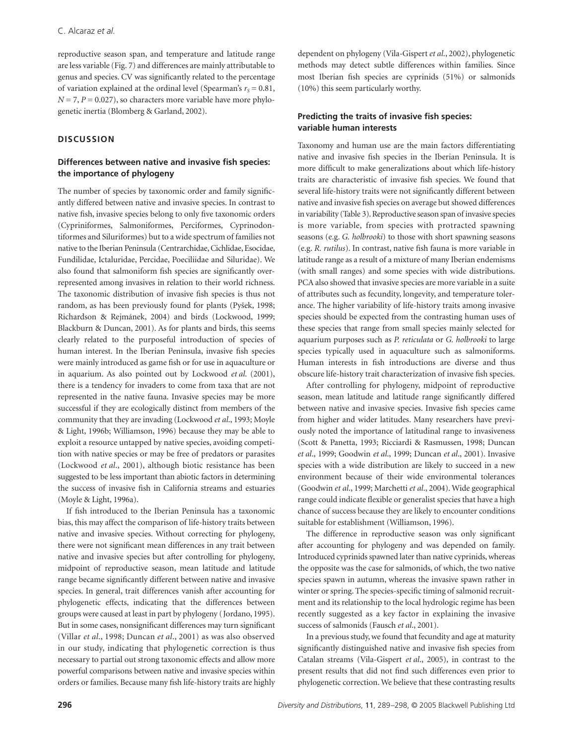reproductive season span, and temperature and latitude range are less variable (Fig. 7) and differences are mainly attributable to genus and species. CV was significantly related to the percentage of variation explained at the ordinal level (Spearman's $r_S = 0.81$, $N = 7$, $P = 0.027$), so characters more variable have more phylogenetic inertia (Blomberg & Garland, 2002).

## DISCUSSION

### Differences between native and invasive fish species: the importance of phylogeny

The number of species by taxonomic order and family significantly differed between native and invasive species. In contrast to native fish, invasive species belong to only five taxonomic orders (Cypriniformes, Salmoniformes, Perciformes, Cyprinodontiformes and Siluriformes) but to a wide spectrum of families not native to the Iberian Peninsula (Centrarchidae, Cichlidae, Esocidae, Fundilidae, Ictaluridae, Percidae, Poeciliidae and Siluridae). We also found that salmoniform fish species are significantly overrepresented among invasives in relation to their world richness. The taxonomic distribution of invasive fish species is thus not random, as has been previously found for plants (Pyšek, 1998; Richardson & Rejmánek, 2004) and birds (Lockwood, 1999; Blackburn & Duncan, 2001). As for plants and birds, this seems clearly related to the purposeful introduction of species of human interest. In the Iberian Peninsula, invasive fish species were mainly introduced as game fish or for use in aquaculture or in aquarium. As also pointed out by Lockwood *et al.* (2001), there is a tendency for invaders to come from taxa that are not represented in the native fauna. Invasive species may be more successful if they are ecologically distinct from members of the community that they are invading (Lockwood *et al.*, 1993; Moyle & Light, 1996b; Williamson, 1996) because they may be able to exploit a resource untapped by native species, avoiding competition with native species or may be free of predators or parasites (Lockwood *et al.*, 2001), although biotic resistance has been suggested to be less important than abiotic factors in determining the success of invasive fish in California streams and estuaries (Moyle & Light, 1996a).

If fish introduced to the Iberian Peninsula has a taxonomic bias, this may affect the comparison of life-history traits between native and invasive species. Without correcting for phylogeny, there were not significant mean differences in any trait between native and invasive species but after controlling for phylogeny, midpoint of reproductive season, mean latitude and latitude range became significantly different between native and invasive species. In general, trait differences vanish after accounting for phylogenetic effects, indicating that the differences between groups were caused at least in part by phylogeny (Jordano, 1995). But in some cases, nonsignificant differences may turn significant (Villar *et al.*, 1998; Duncan *et al.*, 2001) as was also observed in our study, indicating that phylogenetic correction is thus necessary to partial out strong taxonomic effects and allow more powerful comparisons between native and invasive species within orders or families. Because many fish life-history traits are highly dependent on phylogeny (Vila-Gispert *et al.*, 2002), phylogenetic methods may detect subtle differences within families. Since most Iberian fish species are cyprinids (51%) or salmonids (10%) this seem particularly worthy.

### Predicting the traits of invasive fish species: variable human interests

Taxonomy and human use are the main factors differentiating native and invasive fish species in the Iberian Peninsula. It is more difficult to make generalizations about which life-history traits are characteristic of invasive fish species. We found that several life-history traits were not significantly different between native and invasive fish species on average but showed differences in variability (Table 3). Reproductive season span of invasive species is more variable, from species with protracted spawning seasons (e.g. *G. holbrooki*) to those with short spawning seasons (e.g. *R. rutilus*). In contrast, native fish fauna is more variable in latitude range as a result of a mixture of many Iberian endemisms (with small ranges) and some species with wide distributions. PCA also showed that invasive species are more variable in a suite of attributes such as fecundity, longevity, and temperature tolerance. The higher variability of life-history traits among invasive species should be expected from the contrasting human uses of these species that range from small species mainly selected for aquarium purposes such as *P. reticulata* or *G. holbrooki* to large species typically used in aquaculture such as salmoniforms. Human interests in fish introductions are diverse and thus obscure life-history trait characterization of invasive fish species.

After controlling for phylogeny, midpoint of reproductive season, mean latitude and latitude range significantly differed between native and invasive species. Invasive fish species came from higher and wider latitudes. Many researchers have previously noted the importance of latitudinal range to invasiveness (Scott & Panetta, 1993; Ricciardi & Rasmussen, 1998; Duncan *et al.*, 1999; Goodwin *et al.*, 1999; Duncan *et al.*, 2001). Invasive species with a wide distribution are likely to succeed in a new environment because of their wide environmental tolerances (Goodwin *et al.*, 1999; Marchetti *et al.*, 2004). Wide geographical range could indicate flexible or generalist species that have a high chance of success because they are likely to encounter conditions suitable for establishment (Williamson, 1996).

The difference in reproductive season was only significant after accounting for phylogeny and was depended on family. Introduced cyprinids spawned later than native cyprinids, whereas the opposite was the case for salmonids, of which, the two native species spawn in autumn, whereas the invasive spawn rather in winter or spring. The species-specific timing of salmonid recruitment and its relationship to the local hydrologic regime has been recently suggested as a key factor in explaining the invasive success of salmonids (Fausch *et al.*, 2001).

In a previous study, we found that fecundity and age at maturity significantly distinguished native and invasive fish species from Catalan streams (Vila-Gispert *et al.*, 2005), in contrast to the present results that did not find such differences even prior to phylogenetic correction. We believe that these contrasting results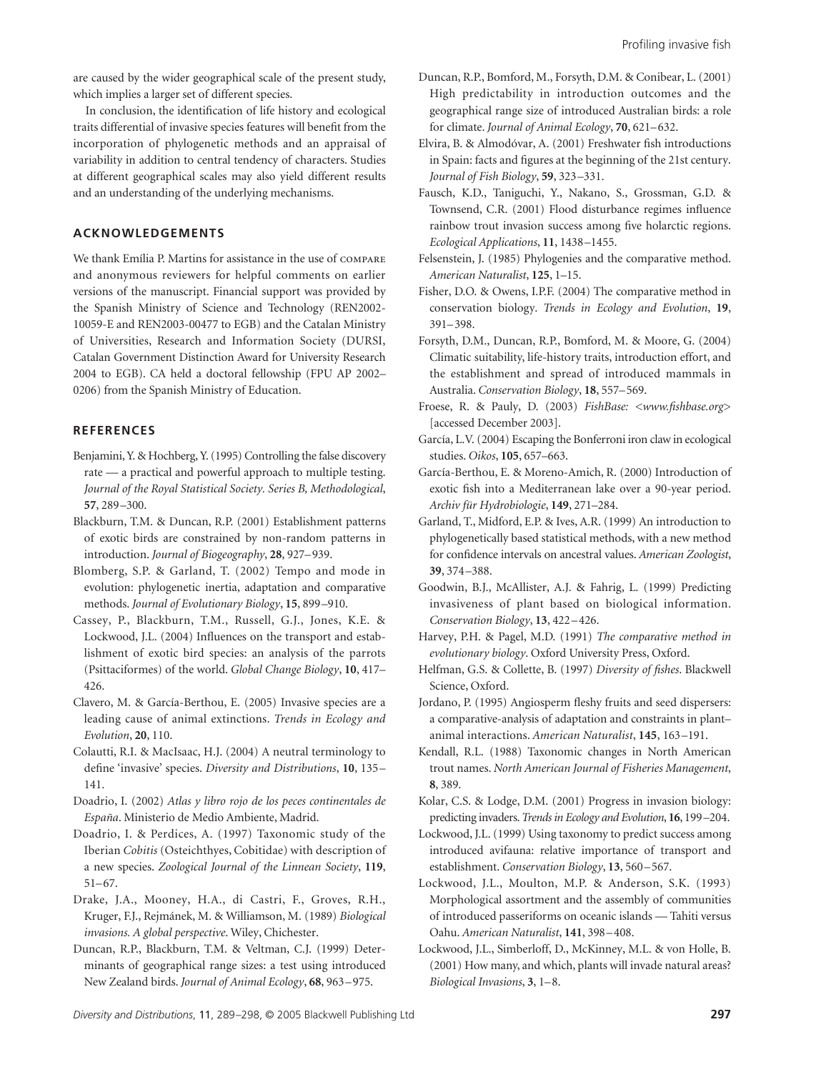are caused by the wider geographical scale of the present study, which implies a larger set of different species.

In conclusion, the identification of life history and ecological traits differential of invasive species features will benefit from the incorporation of phylogenetic methods and an appraisal of variability in addition to central tendency of characters. Studies at different geographical scales may also yield different results and an understanding of the underlying mechanisms.

## ACKNOWLEDGEMENTS

We thank Emília P. Martins for assistance in the use of COMPARE and anonymous reviewers for helpful comments on earlier versions of the manuscript. Financial support was provided by the Spanish Ministry of Science and Technology (REN2002-10059-E and REN2003-00477 to EGB) and the Catalan Ministry of Universities, Research and Information Society (DURSI, Catalan Government Distinction Award for University Research 2004 to EGB). CA held a doctoral fellowship (FPU AP 2002–0206) from the Spanish Ministry of Education.

## REFERENCES

Benjamini, Y. & Hochberg, Y. (1995) Controlling the false discovery rate — a practical and powerful approach to multiple testing. *Journal of the Royal Statistical Society. Series B, Methodological*, **57**, 289–300.

Blackburn, T.M. & Duncan, R.P. (2001) Establishment patterns of exotic birds are constrained by non-random patterns in introduction. *Journal of Biogeography*, **28**, 927–939.

Blomberg, S.P. & Garland, T. (2002) Tempo and mode in evolution: phylogenetic inertia, adaptation and comparative methods. *Journal of Evolutionary Biology*, **15**, 899–910.

Cassey, P., Blackburn, T.M., Russell, G.J., Jones, K.E. & Lockwood, J.L. (2004) Influences on the transport and establishment of exotic bird species: an analysis of the parrots (Psittaciformes) of the world. *Global Change Biology*, **10**, 417–426.

Clavero, M. & García-Berthou, E. (2005) Invasive species are a leading cause of animal extinctions. *Trends in Ecology and Evolution*, **20**, 110.

Colautti, R.I. & MacIsaac, H.J. (2004) A neutral terminology to define 'invasive' species. *Diversity and Distributions*, **10**, 135–141.

Doadrio, I. (2002) *Atlas y libro rojo de los peces continentales de España*. Ministerio de Medio Ambiente, Madrid.

Doadrio, I. & Perdices, A. (1997) Taxonomic study of the Iberian *Cobitis* (Osteichthyes, Cobitidae) with description of a new species. *Zoological Journal of the Linnean Society*, **119**, 51–67.

Drake, J.A., Mooney, H.A., di Castri, F., Groves, R.H., Kruger, F.J., Rejmánek, M. & Williamson, M. (1989) *Biological invasions. A global perspective*. Wiley, Chichester.

Duncan, R.P., Blackburn, T.M. & Veltman, C.J. (1999) Determinants of geographical range sizes: a test using introduced New Zealand birds. *Journal of Animal Ecology*, **68**, 963–975.

Duncan, R.P., Bomford, M., Forsyth, D.M. & Conibear, L. (2001) High predictability in introduction outcomes and the geographical range size of introduced Australian birds: a role for climate. *Journal of Animal Ecology*, **70**, 621–632.

Elvira, B. & Almodóvar, A. (2001) Freshwater fish introductions in Spain: facts and figures at the beginning of the 21st century. *Journal of Fish Biology*, **59**, 323–331.

Fausch, K.D., Taniguchi, Y., Nakano, S., Grossman, G.D. & Townsend, C.R. (2001) Flood disturbance regimes influence rainbow trout invasion success among five holarctic regions. *Ecological Applications*, **11**, 1438–1455.

Felsenstein, J. (1985) Phylogenies and the comparative method. *American Naturalist*, **125**, 1–15.

Fisher, D.O. & Owens, I.P.F. (2004) The comparative method in conservation biology. *Trends in Ecology and Evolution*, **19**, 391–398.

Forsyth, D.M., Duncan, R.P., Bomford, M. & Moore, G. (2004) Climatic suitability, life-history traits, introduction effort, and the establishment and spread of introduced mammals in Australia. *Conservation Biology*, **18**, 557–569.

Froese, R. & Pauly, D. (2003) *FishBase:* <*www.fishbase.org*> [accessed December 2003].

García, L.V. (2004) Escaping the Bonferroni iron claw in ecological studies. *Oikos*, **105**, 657–663.

García-Berthou, E. & Moreno-Amich, R. (2000) Introduction of exotic fish into a Mediterranean lake over a 90-year period. *Archiv für Hydrobiologie*, **149**, 271–284.

Garland, T., Midford, E.P. & Ives, A.R. (1999) An introduction to phylogenetically based statistical methods, with a new method for confidence intervals on ancestral values. *American Zoologist*, **39**, 374–388.

Goodwin, B.J., McAllister, A.J. & Fahrig, L. (1999) Predicting invasiveness of plant based on biological information. *Conservation Biology*, **13**, 422–426.

Harvey, P.H. & Pagel, M.D. (1991) *The comparative method in evolutionary biology*. Oxford University Press, Oxford.

Helfman, G.S. & Collette, B. (1997) *Diversity of fishes*. Blackwell Science, Oxford.

Jordano, P. (1995) Angiosperm fleshy fruits and seed dispersers: a comparative-analysis of adaptation and constraints in plant–animal interactions. *American Naturalist*, **145**, 163–191.

Kendall, R.L. (1988) Taxonomic changes in North American trout names. *North American Journal of Fisheries Management*, **8**, 389.

Kolar, C.S. & Lodge, D.M. (2001) Progress in invasion biology: predicting invaders. *Trends in Ecology and Evolution*, **16**, 199–204.

Lockwood, J.L. (1999) Using taxonomy to predict success among introduced avifauna: relative importance of transport and establishment. *Conservation Biology*, **13**, 560–567.

Lockwood, J.L., Moulton, M.P. & Anderson, S.K. (1993) Morphological assortment and the assembly of communities of introduced passeriforms on oceanic islands — Tahiti versus Oahu. *American Naturalist*, **141**, 398–408.

Lockwood, J.L., Simberloff, D., McKinney, M.L. & von Holle, B. (2001) How many, and which, plants will invade natural areas? *Biological Invasions*, **3**, 1–8.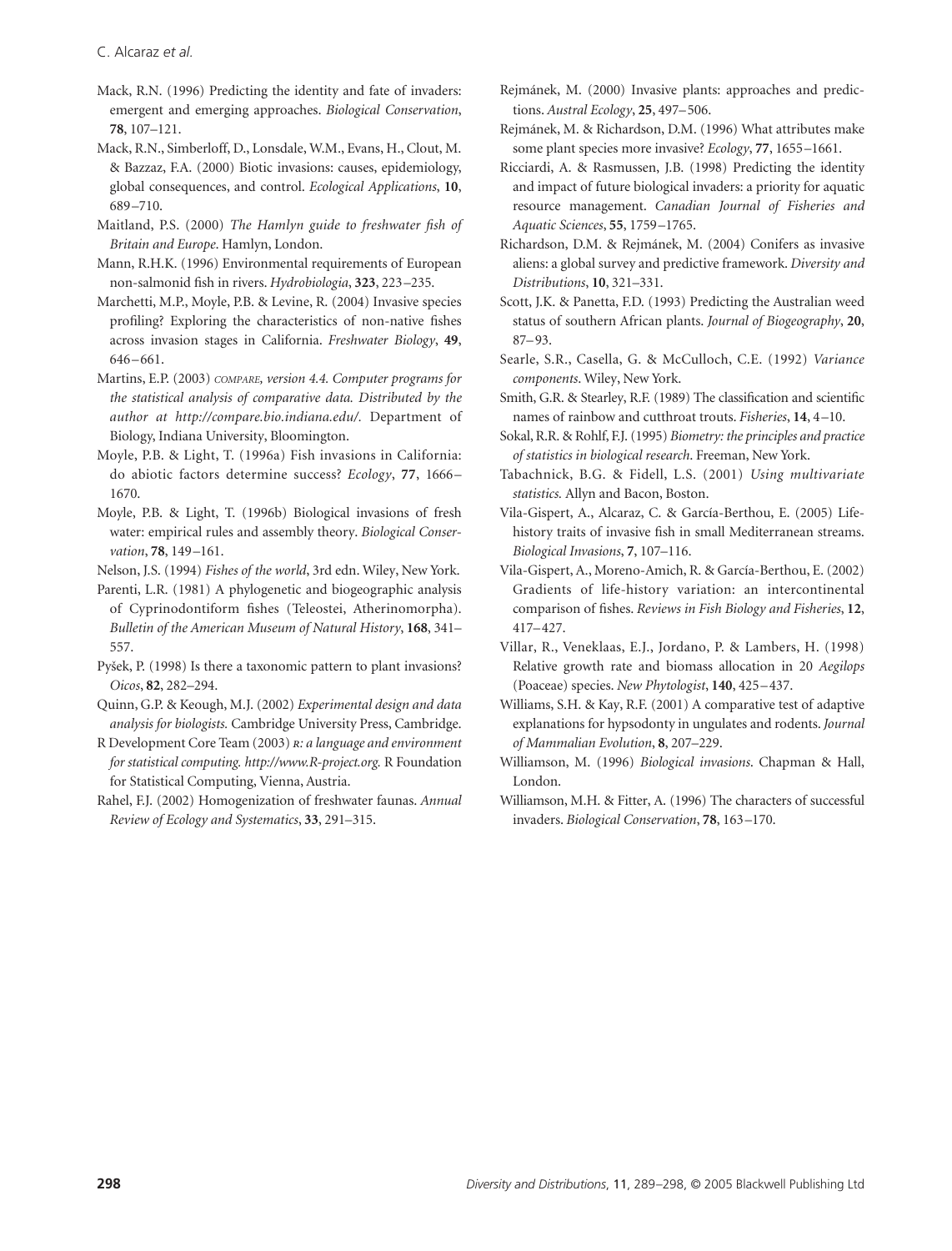Mack, R.N. (1996) Predicting the identity and fate of invaders: emergent and emerging approaches. *Biological Conservation*, **78**, 107–121.

Mack, R.N., Simberloff, D., Lonsdale, W.M., Evans, H., Clout, M. & Bazzaz, F.A. (2000) Biotic invasions: causes, epidemiology, global consequences, and control. *Ecological Applications*, **10**, 689–710.

Maitland, P.S. (2000) *The Hamlyn guide to freshwater fish of Britain and Europe*. Hamlyn, London.

Mann, R.H.K. (1996) Environmental requirements of European non-salmonid fish in rivers. *Hydrobiologia*, **323**, 223–235.

Marchetti, M.P., Moyle, P.B. & Levine, R. (2004) Invasive species profiling? Exploring the characteristics of non-native fishes across invasion stages in California. *Freshwater Biology*, **49**, 646–661.

Martins, E.P. (2003) *COMPARE, version 4.4. Computer programs for the statistical analysis of comparative data. Distributed by the author at http://compare.bio.indiana.edu/.* Department of Biology, Indiana University, Bloomington.

Moyle, P.B. & Light, T. (1996a) Fish invasions in California: do abiotic factors determine success? *Ecology*, **77**, 1666–1670.

Moyle, P.B. & Light, T. (1996b) Biological invasions of fresh water: empirical rules and assembly theory. *Biological Conservation*, **78**, 149–161.

Nelson, J.S. (1994) *Fishes of the world*, 3rd edn. Wiley, New York.

Parenti, L.R. (1981) A phylogenetic and biogeographic analysis of Cyprinodontiform fishes (Teleostei, Atherinomorpha). *Bulletin of the American Museum of Natural History*, **168**, 341–557.

Pyšek, P. (1998) Is there a taxonomic pattern to plant invasions? *Oicos*, **82**, 282–294.

Quinn, G.P. & Keough, M.J. (2002) *Experimental design and data analysis for biologists.* Cambridge University Press, Cambridge.

R Development Core Team (2003) *R: a language and environment for statistical computing. http://www.R-project.org.* R Foundation for Statistical Computing, Vienna, Austria.

Rahel, F.J. (2002) Homogenization of freshwater faunas. *Annual Review of Ecology and Systematics*, **33**, 291–315.

Rejmánek, M. (2000) Invasive plants: approaches and predictions. *Austral Ecology*, **25**, 497–506.

Rejmánek, M. & Richardson, D.M. (1996) What attributes make some plant species more invasive? *Ecology*, **77**, 1655–1661.

Ricciardi, A. & Rasmussen, J.B. (1998) Predicting the identity and impact of future biological invaders: a priority for aquatic resource management. *Canadian Journal of Fisheries and Aquatic Sciences*, **55**, 1759–1765.

Richardson, D.M. & Rejmánek, M. (2004) Conifers as invasive aliens: a global survey and predictive framework. *Diversity and Distributions*, **10**, 321–331.

Scott, J.K. & Panetta, F.D. (1993) Predicting the Australian weed status of southern African plants. *Journal of Biogeography*, **20**, 87–93.

Searle, S.R., Casella, G. & McCulloch, C.E. (1992) *Variance components*. Wiley, New York.

Smith, G.R. & Stearley, R.F. (1989) The classification and scientific names of rainbow and cutthroat trouts. *Fisheries*, **14**, 4–10.

Sokal, R.R. & Rohlf, F.J. (1995) *Biometry: the principles and practice of statistics in biological research*. Freeman, New York.

Tabachnick, B.G. & Fidell, L.S. (2001) *Using multivariate statistics.* Allyn and Bacon, Boston.

Vila-Gispert, A., Alcaraz, C. & García-Berthou, E. (2005) Life-history traits of invasive fish in small Mediterranean streams. *Biological Invasions*, **7**, 107–116.

Vila-Gispert, A., Moreno-Amich, R. & García-Berthou, E. (2002) Gradients of life-history variation: an intercontinental comparison of fishes. *Reviews in Fish Biology and Fisheries*, **12**, 417–427.

Villar, R., Veneklaas, E.J., Jordano, P. & Lambers, H. (1998) Relative growth rate and biomass allocation in 20 *Aegilops* (Poaceae) species. *New Phytologist*, **140**, 425–437.

Williams, S.H. & Kay, R.F. (2001) A comparative test of adaptive explanations for hypsodonty in ungulates and rodents. *Journal of Mammalian Evolution*, **8**, 207–229.

Williamson, M. (1996) *Biological invasions*. Chapman & Hall, London.

Williamson, M.H. & Fitter, A. (1996) The characters of successful invaders. *Biological Conservation*, **78**, 163–170.